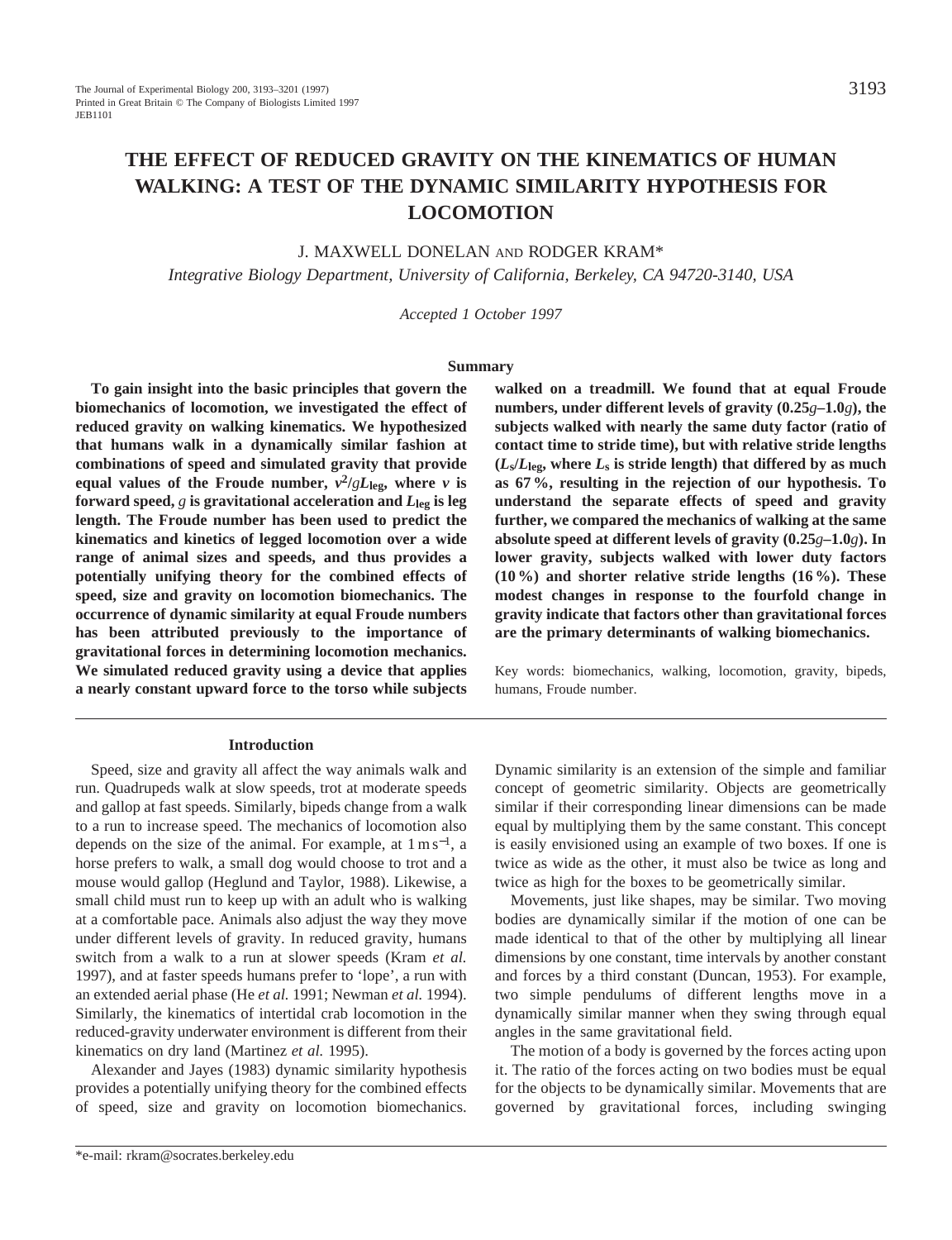# THE EFFECT OF REDUCED GRAVITY ON THE KINEMATICS OF HUMAN WALKING: A TEST OF THE DYNAMIC SIMILARITY HYPOTHESIS FOR LOCOMOTION

J. MAXWELL DONELAN AND RODGER KRAM*

*Integrative Biology Department, University of California, Berkeley, CA 94720-3140, USA*

*Accepted 1 October 1997*

## Summary

**To gain insight into the basic principles that govern the biomechanics of locomotion, we investigated the effect of reduced gravity on walking kinematics. We hypothesized that humans walk in a dynamically similar fashion at combinations of speed and simulated gravity that provide equal values of the Froude number, $v^2/gL_{leg}$, where $v$ is forward speed, $g$ is gravitational acceleration and $L_{leg}$ is leg length. The Froude number has been used to predict the kinematics and kinetics of legged locomotion over a wide range of animal sizes and speeds, and thus provides a potentially unifying theory for the combined effects of speed, size and gravity on locomotion biomechanics. The occurrence of dynamic similarity at equal Froude numbers has been attributed previously to the importance of gravitational forces in determining locomotion mechanics. We simulated reduced gravity using a device that applies a nearly constant upward force to the torso while subjects walked on a treadmill. We found that at equal Froude numbers, under different levels of gravity (0.25$g$–1.0$g$), the subjects walked with nearly the same duty factor (ratio of contact time to stride time), but with relative stride lengths ($L_s/L_{leg}$, where $L_s$ is stride length) that differed by as much as 67 %, resulting in the rejection of our hypothesis. To understand the separate effects of speed and gravity further, we compared the mechanics of walking at the same absolute speed at different levels of gravity (0.25$g$–1.0$g$). In lower gravity, subjects walked with lower duty factors (10 %) and shorter relative stride lengths (16 %). These modest changes in response to the fourfold change in gravity indicate that factors other than gravitational forces are the primary determinants of walking biomechanics.**

Key words: biomechanics, walking, locomotion, gravity, bipeds, humans, Froude number.

## Introduction

Speed, size and gravity all affect the way animals walk and run. Quadrupeds walk at slow speeds, trot at moderate speeds and gallop at fast speeds. Similarly, bipeds change from a walk to a run to increase speed. The mechanics of locomotion also depends on the size of the animal. For example, at $1\,m\,s^{-1}$, a horse prefers to walk, a small dog would choose to trot and a mouse would gallop (Heglund and Taylor, 1988). Likewise, a small child must run to keep up with an adult who is walking at a comfortable pace. Animals also adjust the way they move under different levels of gravity. In reduced gravity, humans switch from a walk to a run at slower speeds (Kram *et al.* 1997), and at faster speeds humans prefer to 'lope', a run with an extended aerial phase (He *et al.* 1991; Newman *et al.* 1994). Similarly, the kinematics of intertidal crab locomotion in the reduced-gravity underwater environment is different from their kinematics on dry land (Martinez *et al.* 1995).

Alexander and Jayes (1983) dynamic similarity hypothesis provides a potentially unifying theory for the combined effects of speed, size and gravity on locomotion biomechanics. Dynamic similarity is an extension of the simple and familiar concept of geometric similarity. Objects are geometrically similar if their corresponding linear dimensions can be made equal by multiplying them by the same constant. This concept is easily envisioned using an example of two boxes. If one is twice as wide as the other, it must also be twice as long and twice as high for the boxes to be geometrically similar.

Movements, just like shapes, may be similar. Two moving bodies are dynamically similar if the motion of one can be made identical to that of the other by multiplying all linear dimensions by one constant, time intervals by another constant and forces by a third constant (Duncan, 1953). For example, two simple pendulums of different lengths move in a dynamically similar manner when they swing through equal angles in the same gravitational field.

The motion of a body is governed by the forces acting upon it. The ratio of the forces acting on two bodies must be equal for the objects to be dynamically similar. Movements that are governed by gravitational forces, including swinging

*e-mail: rkram@socrates.berkeley.edu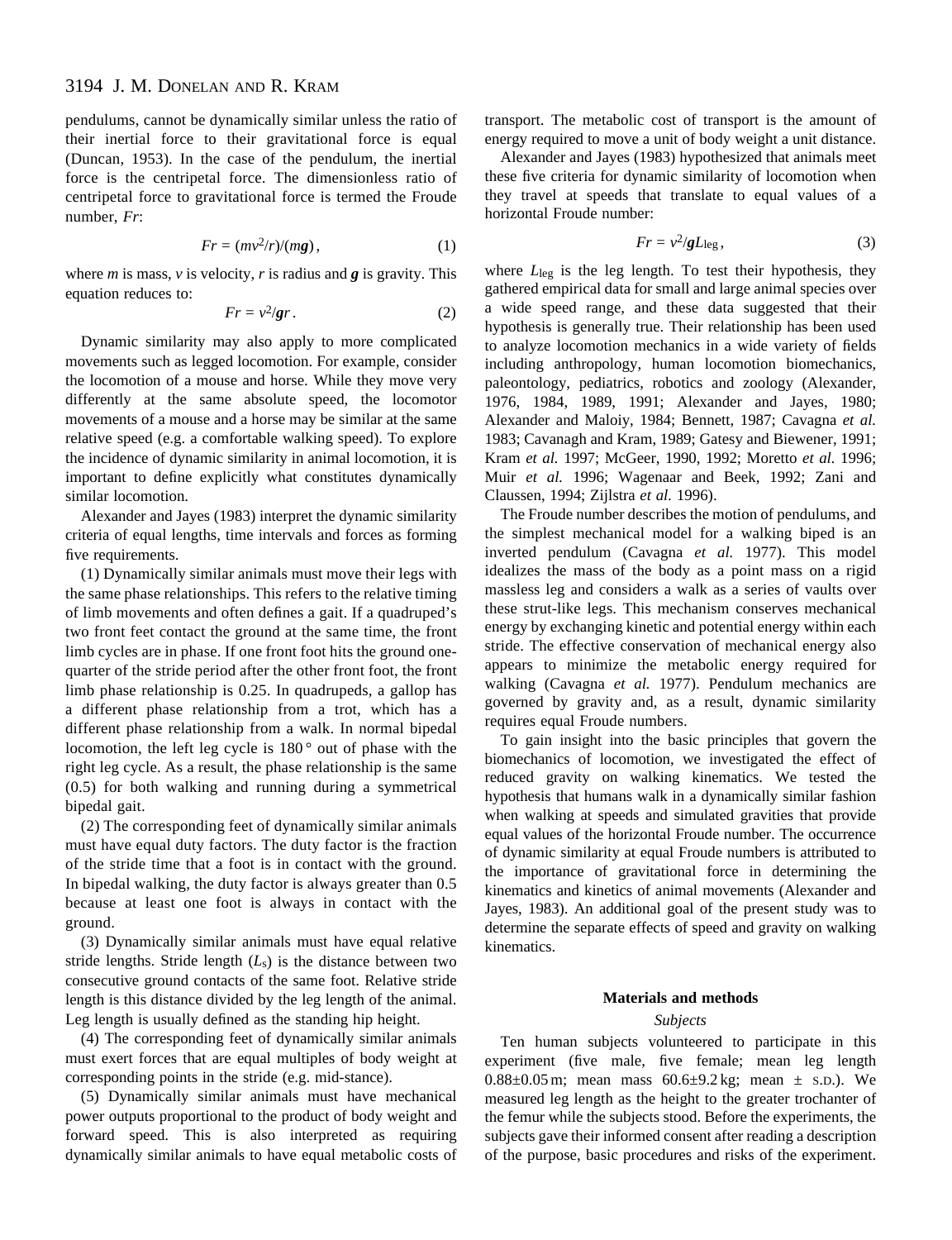pendulums, cannot be dynamically similar unless the ratio of their inertial force to their gravitational force is equal (Duncan, 1953). In the case of the pendulum, the inertial force is the centripetal force. The dimensionless ratio of centripetal force to gravitational force is termed the Froude number, *Fr*:

$$Fr = (mv^2/r)/(m\boldsymbol{g})\,, \tag{1}$$

where $m$ is mass, $v$ is velocity, $r$ is radius and $\boldsymbol{g}$ is gravity. This equation reduces to:

$$Fr = v^2/\boldsymbol{g}r\,. \tag{2}$$

Dynamic similarity may also apply to more complicated movements such as legged locomotion. For example, consider the locomotion of a mouse and horse. While they move very differently at the same absolute speed, the locomotor movements of a mouse and a horse may be similar at the same relative speed (e.g. a comfortable walking speed). To explore the incidence of dynamic similarity in animal locomotion, it is important to define explicitly what constitutes dynamically similar locomotion.

Alexander and Jayes (1983) interpret the dynamic similarity criteria of equal lengths, time intervals and forces as forming five requirements.

(1) Dynamically similar animals must move their legs with the same phase relationships. This refers to the relative timing of limb movements and often defines a gait. If a quadruped's two front feet contact the ground at the same time, the front limb cycles are in phase. If one front foot hits the ground one-quarter of the stride period after the other front foot, the front limb phase relationship is 0.25. In quadrupeds, a gallop has a different phase relationship from a trot, which has a different phase relationship from a walk. In normal bipedal locomotion, the left leg cycle is 180° out of phase with the right leg cycle. As a result, the phase relationship is the same (0.5) for both walking and running during a symmetrical bipedal gait.

(2) The corresponding feet of dynamically similar animals must have equal duty factors. The duty factor is the fraction of the stride time that a foot is in contact with the ground. In bipedal walking, the duty factor is always greater than 0.5 because at least one foot is always in contact with the ground.

(3) Dynamically similar animals must have equal relative stride lengths. Stride length ($L_s$) is the distance between two consecutive ground contacts of the same foot. Relative stride length is this distance divided by the leg length of the animal. Leg length is usually defined as the standing hip height.

(4) The corresponding feet of dynamically similar animals must exert forces that are equal multiples of body weight at corresponding points in the stride (e.g. mid-stance).

(5) Dynamically similar animals must have mechanical power outputs proportional to the product of body weight and forward speed. This is also interpreted as requiring dynamically similar animals to have equal metabolic costs of transport. The metabolic cost of transport is the amount of energy required to move a unit of body weight a unit distance.

Alexander and Jayes (1983) hypothesized that animals meet these five criteria for dynamic similarity of locomotion when they travel at speeds that translate to equal values of a horizontal Froude number:

$$Fr = v^2/\boldsymbol{g}L_{\text{leg}}\,, \tag{3}$$

where $L_{\text{leg}}$ is the leg length. To test their hypothesis, they gathered empirical data for small and large animal species over a wide speed range, and these data suggested that their hypothesis is generally true. Their relationship has been used to analyze locomotion mechanics in a wide variety of fields including anthropology, human locomotion biomechanics, paleontology, pediatrics, robotics and zoology (Alexander, 1976, 1984, 1989, 1991; Alexander and Jayes, 1980; Alexander and Maloiy, 1984; Bennett, 1987; Cavagna *et al.* 1983; Cavanagh and Kram, 1989; Gatesy and Biewener, 1991; Kram *et al.* 1997; McGeer, 1990, 1992; Moretto *et al.* 1996; Muir *et al.* 1996; Wagenaar and Beek, 1992; Zani and Claussen, 1994; Zijlstra *et al.* 1996).

The Froude number describes the motion of pendulums, and the simplest mechanical model for a walking biped is an inverted pendulum (Cavagna *et al.* 1977). This model idealizes the mass of the body as a point mass on a rigid massless leg and considers a walk as a series of vaults over these strut-like legs. This mechanism conserves mechanical energy by exchanging kinetic and potential energy within each stride. The effective conservation of mechanical energy also appears to minimize the metabolic energy required for walking (Cavagna *et al.* 1977). Pendulum mechanics are governed by gravity and, as a result, dynamic similarity requires equal Froude numbers.

To gain insight into the basic principles that govern the biomechanics of locomotion, we investigated the effect of reduced gravity on walking kinematics. We tested the hypothesis that humans walk in a dynamically similar fashion when walking at speeds and simulated gravities that provide equal values of the horizontal Froude number. The occurrence of dynamic similarity at equal Froude numbers is attributed to the importance of gravitational force in determining the kinematics and kinetics of animal movements (Alexander and Jayes, 1983). An additional goal of the present study was to determine the separate effects of speed and gravity on walking kinematics.

## Materials and methods

### *Subjects*

Ten human subjects volunteered to participate in this experiment (five male, five female; mean leg length 0.88±0.05 m; mean mass 60.6±9.2 kg; mean ± S.D.). We measured leg length as the height to the greater trochanter of the femur while the subjects stood. Before the experiments, the subjects gave their informed consent after reading a description of the purpose, basic procedures and risks of the experiment.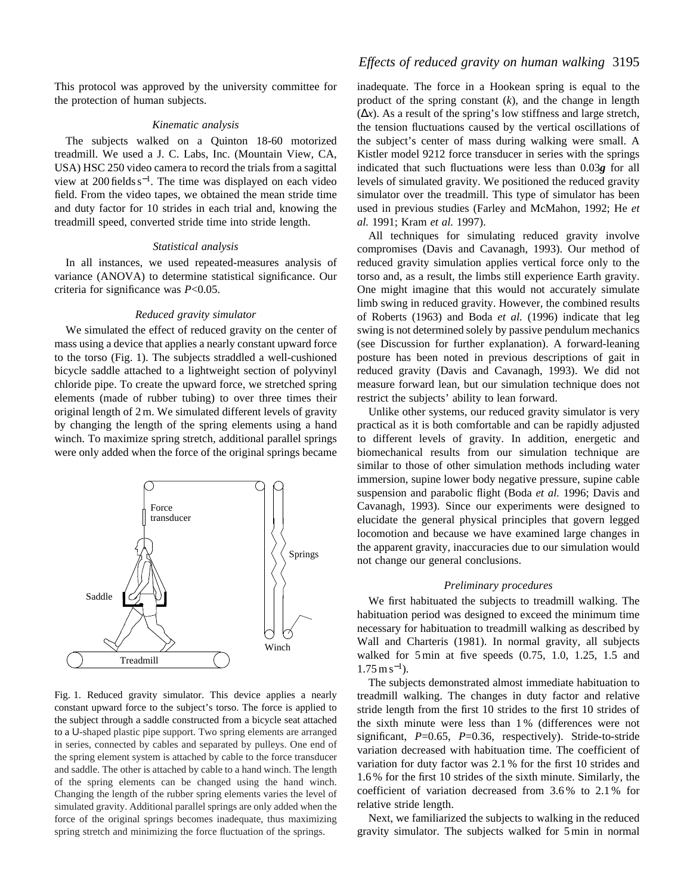This protocol was approved by the university committee for the protection of human subjects.

### *Kinematic analysis*

The subjects walked on a Quinton 18-60 motorized treadmill. We used a J. C. Labs, Inc. (Mountain View, CA, USA) HSC 250 video camera to record the trials from a sagittal view at 200 fields $s^{-1}$. The time was displayed on each video field. From the video tapes, we obtained the mean stride time and duty factor for 10 strides in each trial and, knowing the treadmill speed, converted stride time into stride length.

### *Statistical analysis*

In all instances, we used repeated-measures analysis of variance (ANOVA) to determine statistical significance. Our criteria for significance was $P<0.05$.

### *Reduced gravity simulator*

We simulated the effect of reduced gravity on the center of mass using a device that applies a nearly constant upward force to the torso (Fig. 1). The subjects straddled a well-cushioned bicycle saddle attached to a lightweight section of polyvinyl chloride pipe. To create the upward force, we stretched spring elements (made of rubber tubing) to over three times their original length of 2 m. We simulated different levels of gravity by changing the length of the spring elements using a hand winch. To maximize spring stretch, additional parallel springs were only added when the force of the original springs became inadequate. The force in a Hookean spring is equal to the product of the spring constant ($k$), and the change in length ($\Delta x$). As a result of the spring's low stiffness and large stretch, the tension fluctuations caused by the vertical oscillations of the subject's center of mass during walking were small. A Kistler model 9212 force transducer in series with the springs indicated that such fluctuations were less than 0.03$\boldsymbol{g}$ for all levels of simulated gravity. We positioned the reduced gravity simulator over the treadmill. This type of simulator has been used in previous studies (Farley and McMahon, 1992; He *et al.* 1991; Kram *et al.* 1997).

Fig. 1. Reduced gravity simulator. This device applies a nearly constant upward force to the subject's torso. The force is applied to the subject through a saddle constructed from a bicycle seat attached to a U-shaped plastic pipe support. Two spring elements are arranged in series, connected by cables and separated by pulleys. One end of the spring element system is attached by cable to the force transducer and saddle. The other is attached by cable to a hand winch. The length of the spring elements can be changed using the hand winch. Changing the length of the rubber spring elements varies the level of simulated gravity. Additional parallel springs are only added when the force of the original springs becomes inadequate, thus maximizing spring stretch and minimizing the force fluctuation of the springs.

All techniques for simulating reduced gravity involve compromises (Davis and Cavanagh, 1993). Our method of reduced gravity simulation applies vertical force only to the torso and, as a result, the limbs still experience Earth gravity. One might imagine that this would not accurately simulate limb swing in reduced gravity. However, the combined results of Roberts (1963) and Boda *et al.* (1996) indicate that leg swing is not determined solely by passive pendulum mechanics (see Discussion for further explanation). A forward-leaning posture has been noted in previous descriptions of gait in reduced gravity (Davis and Cavanagh, 1993). We did not measure forward lean, but our simulation technique does not restrict the subjects' ability to lean forward.

Unlike other systems, our reduced gravity simulator is very practical as it is both comfortable and can be rapidly adjusted to different levels of gravity. In addition, energetic and biomechanical results from our simulation technique are similar to those of other simulation methods including water immersion, supine lower body negative pressure, supine cable suspension and parabolic flight (Boda *et al.* 1996; Davis and Cavanagh, 1993). Since our experiments were designed to elucidate the general physical principles that govern legged locomotion and because we have examined large changes in the apparent gravity, inaccuracies due to our simulation would not change our general conclusions.

### *Preliminary procedures*

We first habituated the subjects to treadmill walking. The habituation period was designed to exceed the minimum time necessary for habituation to treadmill walking as described by Wall and Charteris (1981). In normal gravity, all subjects walked for 5 min at five speeds (0.75, 1.0, 1.25, 1.5 and 1.75 m $s^{-1}$).

The subjects demonstrated almost immediate habituation to treadmill walking. The changes in duty factor and relative stride length from the first 10 strides to the first 10 strides of the sixth minute were less than 1 % (differences were not significant, $P=0.65$, $P=0.36$, respectively). Stride-to-stride variation decreased with habituation time. The coefficient of variation for duty factor was 2.1 % for the first 10 strides and 1.6 % for the first 10 strides of the sixth minute. Similarly, the coefficient of variation decreased from 3.6 % to 2.1 % for relative stride length.

Next, we familiarized the subjects to walking in the reduced gravity simulator. The subjects walked for 5 min in normal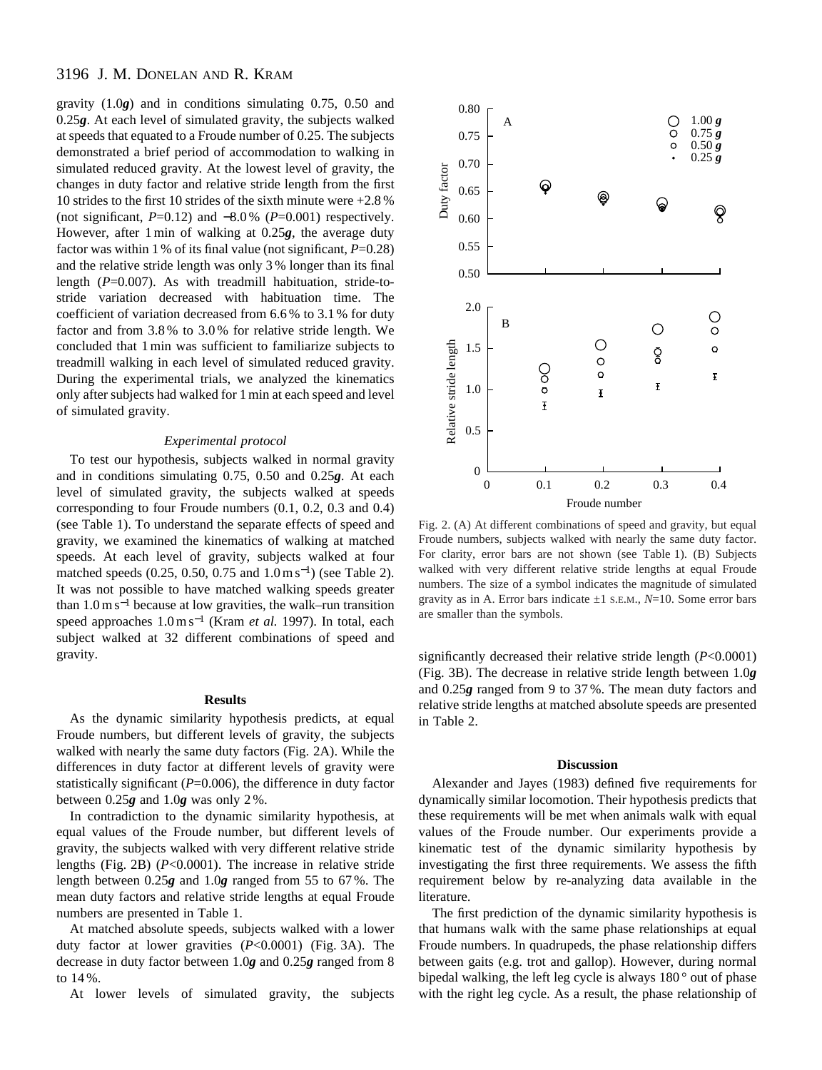gravity (1.0***g***) and in conditions simulating 0.75, 0.50 and 0.25***g***. At each level of simulated gravity, the subjects walked at speeds that equated to a Froude number of 0.25. The subjects demonstrated a brief period of accommodation to walking in simulated reduced gravity. At the lowest level of gravity, the changes in duty factor and relative stride length from the first 10 strides to the first 10 strides of the sixth minute were +2.8 % (not significant, $P$=0.12) and −8.0 % ($P$=0.001) respectively. However, after 1 min of walking at 0.25***g***, the average duty factor was within 1 % of its final value (not significant, $P$=0.28) and the relative stride length was only 3 % longer than its final length ($P$=0.007). As with treadmill habituation, stride-to-stride variation decreased with habituation time. The coefficient of variation decreased from 6.6 % to 3.1 % for duty factor and from 3.8 % to 3.0 % for relative stride length. We concluded that 1 min was sufficient to familiarize subjects to treadmill walking in each level of simulated reduced gravity. During the experimental trials, we analyzed the kinematics only after subjects had walked for 1 min at each speed and level of simulated gravity.

### *Experimental protocol*

To test our hypothesis, subjects walked in normal gravity and in conditions simulating 0.75, 0.50 and 0.25***g***. At each level of simulated gravity, the subjects walked at speeds corresponding to four Froude numbers (0.1, 0.2, 0.3 and 0.4) (see Table 1). To understand the separate effects of speed and gravity, we examined the kinematics of walking at matched speeds. At each level of gravity, subjects walked at four matched speeds (0.25, 0.50, 0.75 and 1.0 m s$^{-1}$) (see Table 2). It was not possible to have matched walking speeds greater than 1.0 m s$^{-1}$ because at low gravities, the walk–run transition speed approaches 1.0 m s$^{-1}$ (Kram *et al.* 1997). In total, each subject walked at 32 different combinations of speed and gravity.

## Results

As the dynamic similarity hypothesis predicts, at equal Froude numbers, but different levels of gravity, the subjects walked with nearly the same duty factors (Fig. 2A). While the differences in duty factor at different levels of gravity were statistically significant ($P$=0.006), the difference in duty factor between 0.25***g*** and 1.0***g*** was only 2 %.

In contradiction to the dynamic similarity hypothesis, at equal values of the Froude number, but different levels of gravity, the subjects walked with very different relative stride lengths (Fig. 2B) ($P$<0.0001). The increase in relative stride length between 0.25***g*** and 1.0***g*** ranged from 55 to 67 %. The mean duty factors and relative stride lengths at equal Froude numbers are presented in Table 1.

At matched absolute speeds, subjects walked with a lower duty factor at lower gravities ($P$<0.0001) (Fig. 3A). The decrease in duty factor between 1.0***g*** and 0.25***g*** ranged from 8 to 14 %.

At lower levels of simulated gravity, the subjects significantly decreased their relative stride length ($P$<0.0001) (Fig. 3B). The decrease in relative stride length between 1.0***g*** and 0.25***g*** ranged from 9 to 37 %. The mean duty factors and relative stride lengths at matched absolute speeds are presented in Table 2.

Fig. 2. (A) At different combinations of speed and gravity, but equal Froude numbers, subjects walked with nearly the same duty factor. For clarity, error bars are not shown (see Table 1). (B) Subjects walked with very different relative stride lengths at equal Froude numbers. The size of a symbol indicates the magnitude of simulated gravity as in A. Error bars indicate ±1 S.E.M., $N$=10. Some error bars are smaller than the symbols.

## Discussion

Alexander and Jayes (1983) defined five requirements for dynamically similar locomotion. Their hypothesis predicts that these requirements will be met when animals walk with equal values of the Froude number. Our experiments provide a kinematic test of the dynamic similarity hypothesis by investigating the first three requirements. We assess the fifth requirement below by re-analyzing data available in the literature.

The first prediction of the dynamic similarity hypothesis is that humans walk with the same phase relationships at equal Froude numbers. In quadrupeds, the phase relationship differs between gaits (e.g. trot and gallop). However, during normal bipedal walking, the left leg cycle is always 180 ° out of phase with the right leg cycle. As a result, the phase relationship of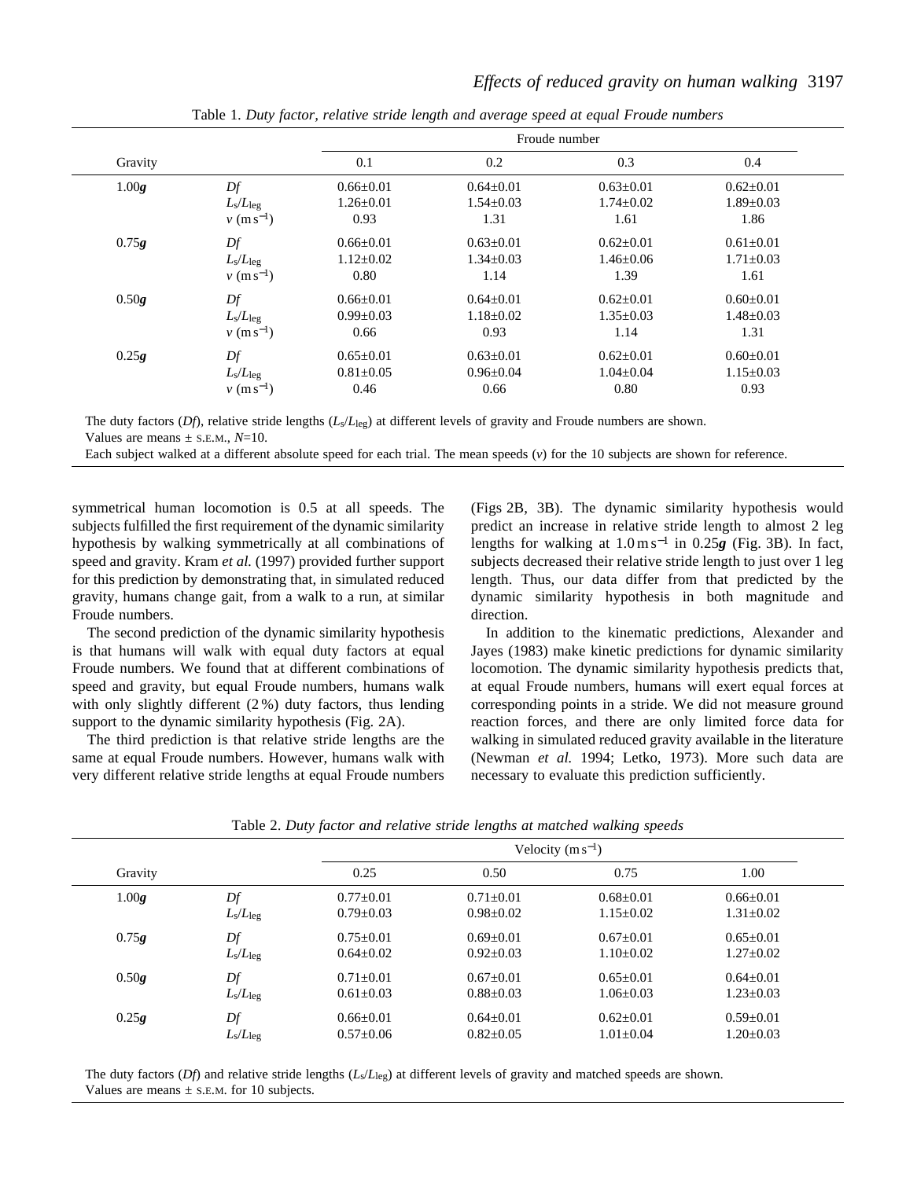Table 1. *Duty factor, relative stride length and average speed at equal Froude numbers*

| Gravity | | Froude number | | | |
|---|---|---|---|---|---|
| | | 0.1 | 0.2 | 0.3 | 0.4 |
| 1.00***g*** | *Df* | 0.66±0.01 | 0.64±0.01 | 0.63±0.01 | 0.62±0.01 |
| | $L_s/L_{leg}$ | 1.26±0.01 | 1.54±0.03 | 1.74±0.02 | 1.89±0.03 |
| | $v$ (m s$^{-1}$) | 0.93 | 1.31 | 1.61 | 1.86 |
| 0.75***g*** | *Df* | 0.66±0.01 | 0.63±0.01 | 0.62±0.01 | 0.61±0.01 |
| | $L_s/L_{leg}$ | 1.12±0.02 | 1.34±0.03 | 1.46±0.06 | 1.71±0.03 |
| | $v$ (m s$^{-1}$) | 0.80 | 1.14 | 1.39 | 1.61 |
| 0.50***g*** | *Df* | 0.66±0.01 | 0.64±0.01 | 0.62±0.01 | 0.60±0.01 |
| | $L_s/L_{leg}$ | 0.99±0.03 | 1.18±0.02 | 1.35±0.03 | 1.48±0.03 |
| | $v$ (m s$^{-1}$) | 0.66 | 0.93 | 1.14 | 1.31 |
| 0.25***g*** | *Df* | 0.65±0.01 | 0.63±0.01 | 0.62±0.01 | 0.60±0.01 |
| | $L_s/L_{leg}$ | 0.81±0.05 | 0.96±0.04 | 1.04±0.04 | 1.15±0.03 |
| | $v$ (m s$^{-1}$) | 0.46 | 0.66 | 0.80 | 0.93 |

The duty factors (*Df*), relative stride lengths ($L_s/L_{leg}$) at different levels of gravity and Froude numbers are shown.
Values are means ± S.E.M., *N*=10.
Each subject walked at a different absolute speed for each trial. The mean speeds ($v$) for the 10 subjects are shown for reference.

symmetrical human locomotion is 0.5 at all speeds. The subjects fulfilled the first requirement of the dynamic similarity hypothesis by walking symmetrically at all combinations of speed and gravity. Kram *et al.* (1997) provided further support for this prediction by demonstrating that, in simulated reduced gravity, humans change gait, from a walk to a run, at similar Froude numbers.

The second prediction of the dynamic similarity hypothesis is that humans will walk with equal duty factors at equal Froude numbers. We found that at different combinations of speed and gravity, but equal Froude numbers, humans walk with only slightly different (2 %) duty factors, thus lending support to the dynamic similarity hypothesis (Fig. 2A).

The third prediction is that relative stride lengths are the same at equal Froude numbers. However, humans walk with very different relative stride lengths at equal Froude numbers (Figs 2B, 3B). The dynamic similarity hypothesis would predict an increase in relative stride length to almost 2 leg lengths for walking at 1.0 m s$^{-1}$ in 0.25***g*** (Fig. 3B). In fact, subjects decreased their relative stride length to just over 1 leg length. Thus, our data differ from that predicted by the dynamic similarity hypothesis in both magnitude and direction.

In addition to the kinematic predictions, Alexander and Jayes (1983) make kinetic predictions for dynamic similarity locomotion. The dynamic similarity hypothesis predicts that, at equal Froude numbers, humans will exert equal forces at corresponding points in a stride. We did not measure ground reaction forces, and there are only limited force data for walking in simulated reduced gravity available in the literature (Newman *et al.* 1994; Letko, 1973). More such data are necessary to evaluate this prediction sufficiently.

Table 2. *Duty factor and relative stride lengths at matched walking speeds*

| Gravity | | Velocity (m s$^{-1}$) | | | |
|---|---|---|---|---|---|
| | | 0.25 | 0.50 | 0.75 | 1.00 |
| 1.00***g*** | *Df* | 0.77±0.01 | 0.71±0.01 | 0.68±0.01 | 0.66±0.01 |
| | $L_s/L_{leg}$ | 0.79±0.03 | 0.98±0.02 | 1.15±0.02 | 1.31±0.02 |
| 0.75***g*** | *Df* | 0.75±0.01 | 0.69±0.01 | 0.67±0.01 | 0.65±0.01 |
| | $L_s/L_{leg}$ | 0.64±0.02 | 0.92±0.03 | 1.10±0.02 | 1.27±0.02 |
| 0.50***g*** | *Df* | 0.71±0.01 | 0.67±0.01 | 0.65±0.01 | 0.64±0.01 |
| | $L_s/L_{leg}$ | 0.61±0.03 | 0.88±0.03 | 1.06±0.03 | 1.23±0.03 |
| 0.25***g*** | *Df* | 0.66±0.01 | 0.64±0.01 | 0.62±0.01 | 0.59±0.01 |
| | $L_s/L_{leg}$ | 0.57±0.06 | 0.82±0.05 | 1.01±0.04 | 1.20±0.03 |

The duty factors (*Df*) and relative stride lengths ($L_s/L_{leg}$) at different levels of gravity and matched speeds are shown.
Values are means ± S.E.M. for 10 subjects.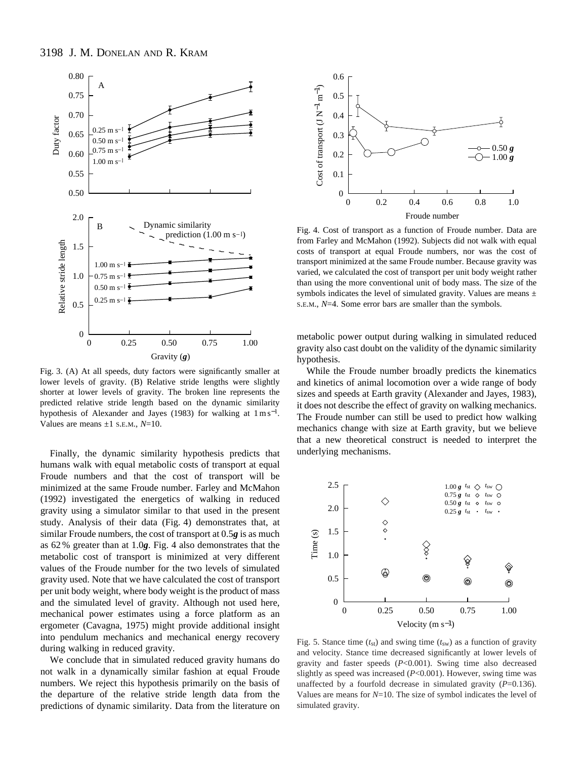Fig. 3. (A) At all speeds, duty factors were significantly smaller at lower levels of gravity. (B) Relative stride lengths were slightly shorter at lower levels of gravity. The broken line represents the predicted relative stride length based on the dynamic similarity hypothesis of Alexander and Jayes (1983) for walking at $1\,\mathrm{m\,s^{-1}}$. Values are means ±1 S.E.M., $N$=10.

Finally, the dynamic similarity hypothesis predicts that humans walk with equal metabolic costs of transport at equal Froude numbers and that the cost of transport will be minimized at the same Froude number. Farley and McMahon (1992) investigated the energetics of walking in reduced gravity using a simulator similar to that used in the present study. Analysis of their data (Fig. 4) demonstrates that, at similar Froude numbers, the cost of transport at 0.5***g*** is as much as 62 % greater than at 1.0***g***. Fig. 4 also demonstrates that the metabolic cost of transport is minimized at very different values of the Froude number for the two levels of simulated gravity used. Note that we have calculated the cost of transport per unit body weight, where body weight is the product of mass and the simulated level of gravity. Although not used here, mechanical power estimates using a force platform as an ergometer (Cavagna, 1975) might provide additional insight into pendulum mechanics and mechanical energy recovery during walking in reduced gravity.

We conclude that in simulated reduced gravity humans do not walk in a dynamically similar fashion at equal Froude numbers. We reject this hypothesis primarily on the basis of the departure of the relative stride length data from the predictions of dynamic similarity. Data from the literature on metabolic power output during walking in simulated reduced gravity also cast doubt on the validity of the dynamic similarity hypothesis.

Fig. 4. Cost of transport as a function of Froude number. Data are from Farley and McMahon (1992). Subjects did not walk with equal costs of transport at equal Froude numbers, nor was the cost of transport minimized at the same Froude number. Because gravity was varied, we calculated the cost of transport per unit body weight rather than using the more conventional unit of body mass. The size of the symbols indicates the level of simulated gravity. Values are means ± S.E.M., $N$=4. Some error bars are smaller than the symbols.

While the Froude number broadly predicts the kinematics and kinetics of animal locomotion over a wide range of body sizes and speeds at Earth gravity (Alexander and Jayes, 1983), it does not describe the effect of gravity on walking mechanics. The Froude number can still be used to predict how walking mechanics change with size at Earth gravity, but we believe that a new theoretical construct is needed to interpret the underlying mechanisms.

Fig. 5. Stance time ($t_{st}$) and swing time ($t_{sw}$) as a function of gravity and velocity. Stance time decreased significantly at lower levels of gravity and faster speeds ($P$<0.001). Swing time also decreased slightly as speed was increased ($P$<0.001). However, swing time was unaffected by a fourfold decrease in simulated gravity ($P$=0.136). Values are means for $N$=10. The size of symbol indicates the level of simulated gravity.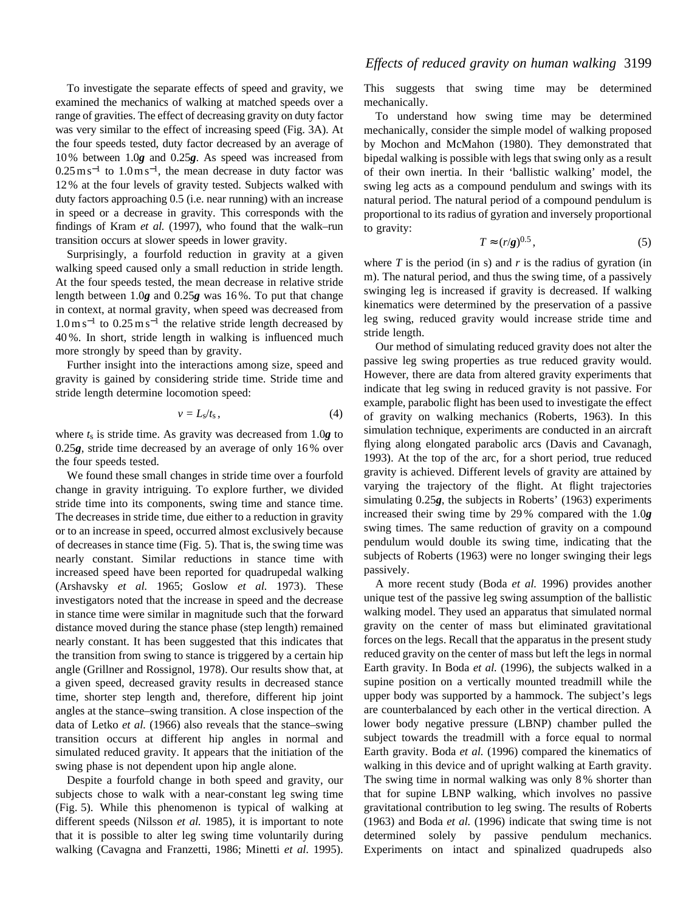To investigate the separate effects of speed and gravity, we examined the mechanics of walking at matched speeds over a range of gravities. The effect of decreasing gravity on duty factor was very similar to the effect of increasing speed (Fig. 3A). At the four speeds tested, duty factor decreased by an average of 10 % between 1.0$\boldsymbol{g}$ and 0.25$\boldsymbol{g}$. As speed was increased from $0.25\,\mathrm{m\,s^{-1}}$ to $1.0\,\mathrm{m\,s^{-1}}$, the mean decrease in duty factor was 12 % at the four levels of gravity tested. Subjects walked with duty factors approaching 0.5 (i.e. near running) with an increase in speed or a decrease in gravity. This corresponds with the findings of Kram *et al.* (1997), who found that the walk–run transition occurs at slower speeds in lower gravity.

Surprisingly, a fourfold reduction in gravity at a given walking speed caused only a small reduction in stride length. At the four speeds tested, the mean decrease in relative stride length between 1.0$\boldsymbol{g}$ and 0.25$\boldsymbol{g}$ was 16 %. To put that change in context, at normal gravity, when speed was decreased from $1.0\,\mathrm{m\,s^{-1}}$ to $0.25\,\mathrm{m\,s^{-1}}$ the relative stride length decreased by 40 %. In short, stride length in walking is influenced much more strongly by speed than by gravity.

Further insight into the interactions among size, speed and gravity is gained by considering stride time. Stride time and stride length determine locomotion speed:

$$v = L_s/t_s\,, \tag{4}$$

where $t_s$ is stride time. As gravity was decreased from 1.0$\boldsymbol{g}$ to 0.25$\boldsymbol{g}$, stride time decreased by an average of only 16 % over the four speeds tested.

We found these small changes in stride time over a fourfold change in gravity intriguing. To explore further, we divided stride time into its components, swing time and stance time. The decreases in stride time, due either to a reduction in gravity or to an increase in speed, occurred almost exclusively because of decreases in stance time (Fig. 5). That is, the swing time was nearly constant. Similar reductions in stance time with increased speed have been reported for quadrupedal walking (Arshavsky *et al.* 1965; Goslow *et al.* 1973). These investigators noted that the increase in speed and the decrease in stance time were similar in magnitude such that the forward distance moved during the stance phase (step length) remained nearly constant. It has been suggested that this indicates that the transition from swing to stance is triggered by a certain hip angle (Grillner and Rossignol, 1978). Our results show that, at a given speed, decreased gravity results in decreased stance time, shorter step length and, therefore, different hip joint angles at the stance–swing transition. A close inspection of the data of Letko *et al.* (1966) also reveals that the stance–swing transition occurs at different hip angles in normal and simulated reduced gravity. It appears that the initiation of the swing phase is not dependent upon hip angle alone.

Despite a fourfold change in both speed and gravity, our subjects chose to walk with a near-constant leg swing time (Fig. 5). While this phenomenon is typical of walking at different speeds (Nilsson *et al.* 1985), it is important to note that it is possible to alter leg swing time voluntarily during walking (Cavagna and Franzetti, 1986; Minetti *et al.* 1995). This suggests that swing time may be determined mechanically.

To understand how swing time may be determined mechanically, consider the simple model of walking proposed by Mochon and McMahon (1980). They demonstrated that bipedal walking is possible with legs that swing only as a result of their own inertia. In their 'ballistic walking' model, the swing leg acts as a compound pendulum and swings with its natural period. The natural period of a compound pendulum is proportional to its radius of gyration and inversely proportional to gravity:

$$T \approx (r/\boldsymbol{g})^{0.5}\,, \tag{5}$$

where $T$ is the period (in s) and $r$ is the radius of gyration (in m). The natural period, and thus the swing time, of a passively swinging leg is increased if gravity is decreased. If walking kinematics were determined by the preservation of a passive leg swing, reduced gravity would increase stride time and stride length.

Our method of simulating reduced gravity does not alter the passive leg swing properties as true reduced gravity would. However, there are data from altered gravity experiments that indicate that leg swing in reduced gravity is not passive. For example, parabolic flight has been used to investigate the effect of gravity on walking mechanics (Roberts, 1963). In this simulation technique, experiments are conducted in an aircraft flying along elongated parabolic arcs (Davis and Cavanagh, 1993). At the top of the arc, for a short period, true reduced gravity is achieved. Different levels of gravity are attained by varying the trajectory of the flight. At flight trajectories simulating 0.25$\boldsymbol{g}$, the subjects in Roberts' (1963) experiments increased their swing time by 29 % compared with the 1.0$\boldsymbol{g}$ swing times. The same reduction of gravity on a compound pendulum would double its swing time, indicating that the subjects of Roberts (1963) were no longer swinging their legs passively.

A more recent study (Boda *et al.* 1996) provides another unique test of the passive leg swing assumption of the ballistic walking model. They used an apparatus that simulated normal gravity on the center of mass but eliminated gravitational forces on the legs. Recall that the apparatus in the present study reduced gravity on the center of mass but left the legs in normal Earth gravity. In Boda *et al.* (1996), the subjects walked in a supine position on a vertically mounted treadmill while the upper body was supported by a hammock. The subject's legs are counterbalanced by each other in the vertical direction. A lower body negative pressure (LBNP) chamber pulled the subject towards the treadmill with a force equal to normal Earth gravity. Boda *et al.* (1996) compared the kinematics of walking in this device and of upright walking at Earth gravity. The swing time in normal walking was only 8 % shorter than that for supine LBNP walking, which involves no passive gravitational contribution to leg swing. The results of Roberts (1963) and Boda *et al.* (1996) indicate that swing time is not determined solely by passive pendulum mechanics. Experiments on intact and spinalized quadrupeds also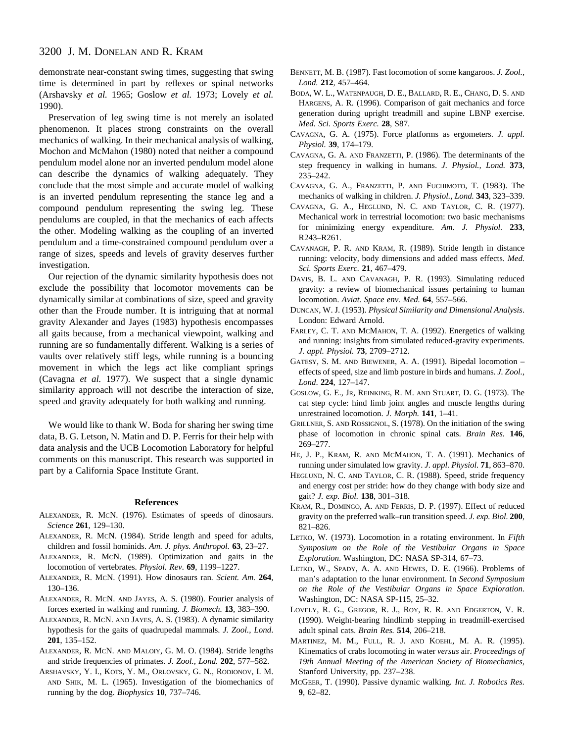demonstrate near-constant swing times, suggesting that swing time is determined in part by reflexes or spinal networks (Arshavsky *et al.* 1965; Goslow *et al.* 1973; Lovely *et al.* 1990).

Preservation of leg swing time is not merely an isolated phenomenon. It places strong constraints on the overall mechanics of walking. In their mechanical analysis of walking, Mochon and McMahon (1980) noted that neither a compound pendulum model alone nor an inverted pendulum model alone can describe the dynamics of walking adequately. They conclude that the most simple and accurate model of walking is an inverted pendulum representing the stance leg and a compound pendulum representing the swing leg. These pendulums are coupled, in that the mechanics of each affects the other. Modeling walking as the coupling of an inverted pendulum and a time-constrained compound pendulum over a range of sizes, speeds and levels of gravity deserves further investigation.

Our rejection of the dynamic similarity hypothesis does not exclude the possibility that locomotor movements can be dynamically similar at combinations of size, speed and gravity other than the Froude number. It is intriguing that at normal gravity Alexander and Jayes (1983) hypothesis encompasses all gaits because, from a mechanical viewpoint, walking and running are so fundamentally different. Walking is a series of vaults over relatively stiff legs, while running is a bouncing movement in which the legs act like compliant springs (Cavagna *et al.* 1977). We suspect that a single dynamic similarity approach will not describe the interaction of size, speed and gravity adequately for both walking and running.

We would like to thank W. Boda for sharing her swing time data, B. G. Letson, N. Matin and D. P. Ferris for their help with data analysis and the UCB Locomotion Laboratory for helpful comments on this manuscript. This research was supported in part by a California Space Institute Grant.

## References

Alexander, R. McN. (1976). Estimates of speeds of dinosaurs. *Science* **261**, 129–130.

Alexander, R. McN. (1984). Stride length and speed for adults, children and fossil hominids. *Am. J. phys. Anthropol.* **63**, 23–27.

Alexander, R. McN. (1989). Optimization and gaits in the locomotion of vertebrates. *Physiol. Rev.* **69**, 1199–1227.

Alexander, R. McN. (1991). How dinosaurs ran. *Scient. Am.* **264**, 130–136.

Alexander, R. McN. and Jayes, A. S. (1980). Fourier analysis of forces exerted in walking and running. *J. Biomech.* **13**, 383–390.

Alexander, R. McN. and Jayes, A. S. (1983). A dynamic similarity hypothesis for the gaits of quadrupedal mammals. *J. Zool., Lond.* **201**, 135–152.

Alexander, R. McN. and Maloiy, G. M. O. (1984). Stride lengths and stride frequencies of primates. *J. Zool., Lond.* **202**, 577–582.

Arshavsky, Y. I., Kots, Y. M., Orlovsky, G. N., Rodionov, I. M. and Shik, M. L. (1965). Investigation of the biomechanics of running by the dog. *Biophysics* **10**, 737–746.

Bennett, M. B. (1987). Fast locomotion of some kangaroos. *J. Zool., Lond.* **212**, 457–464.

Boda, W. L., Watenpaugh, D. E., Ballard, R. E., Chang, D. S. and Hargens, A. R. (1996). Comparison of gait mechanics and force generation during upright treadmill and supine LBNP exercise. *Med. Sci. Sports Exerc.* **28**, S87.

Cavagna, G. A. (1975). Force platforms as ergometers. *J. appl. Physiol.* **39**, 174–179.

Cavagna, G. A. and Franzetti, P. (1986). The determinants of the step frequency in walking in humans. *J. Physiol., Lond.* **373**, 235–242.

Cavagna, G. A., Franzetti, P. and Fuchimoto, T. (1983). The mechanics of walking in children. *J. Physiol., Lond.* **343**, 323–339.

Cavagna, G. A., Heglund, N. C. and Taylor, C. R. (1977). Mechanical work in terrestrial locomotion: two basic mechanisms for minimizing energy expenditure. *Am. J. Physiol.* **233**, R243–R261.

Cavanagh, P. R. and Kram, R. (1989). Stride length in distance running: velocity, body dimensions and added mass effects. *Med. Sci. Sports Exerc.* **21**, 467–479.

Davis, B. L. and Cavanagh, P. R. (1993). Simulating reduced gravity: a review of biomechanical issues pertaining to human locomotion. *Aviat. Space env. Med.* **64**, 557–566.

Duncan, W. J. (1953). *Physical Similarity and Dimensional Analysis*. London: Edward Arnold.

Farley, C. T. and McMahon, T. A. (1992). Energetics of walking and running: insights from simulated reduced-gravity experiments. *J. appl. Physiol.* **73**, 2709–2712.

Gatesy, S. M. and Biewener, A. A. (1991). Bipedal locomotion – effects of speed, size and limb posture in birds and humans. *J. Zool., Lond.* **224**, 127–147.

Goslow, G. E., Jr, Reinking, R. M. and Stuart, D. G. (1973). The cat step cycle: hind limb joint angles and muscle lengths during unrestrained locomotion. *J. Morph.* **141**, 1–41.

Grillner, S. and Rossignol, S. (1978). On the initiation of the swing phase of locomotion in chronic spinal cats. *Brain Res.* **146**, 269–277.

He, J. P., Kram, R. and McMahon, T. A. (1991). Mechanics of running under simulated low gravity. *J. appl. Physiol.* **71**, 863–870.

Heglund, N. C. and Taylor, C. R. (1988). Speed, stride frequency and energy cost per stride: how do they change with body size and gait? *J. exp. Biol.* **138**, 301–318.

Kram, R., Domingo, A. and Ferris, D. P. (1997). Effect of reduced gravity on the preferred walk–run transition speed. *J. exp. Biol.* **200**, 821–826.

Letko, W. (1973). Locomotion in a rotating environment. In *Fifth Symposium on the Role of the Vestibular Organs in Space Exploration*. Washington, DC: NASA SP-314, 67–73.

Letko, W., Spady, A. A. and Hewes, D. E. (1966). Problems of man's adaptation to the lunar environment. In *Second Symposium on the Role of the Vestibular Organs in Space Exploration*. Washington, DC: NASA SP-115, 25–32.

Lovely, R. G., Gregor, R. J., Roy, R. R. and Edgerton, V. R. (1990). Weight-bearing hindlimb stepping in treadmill-exercised adult spinal cats. *Brain Res.* **514**, 206–218.

Martinez, M. M., Full, R. J. and Koehl, M. A. R. (1995). Kinematics of crabs locomoting in water *versus* air. *Proceedings of 19th Annual Meeting of the American Society of Biomechanics*, Stanford University, pp. 237–238.

McGeer, T. (1990). Passive dynamic walking. *Int. J. Robotics Res.* **9**, 62–82.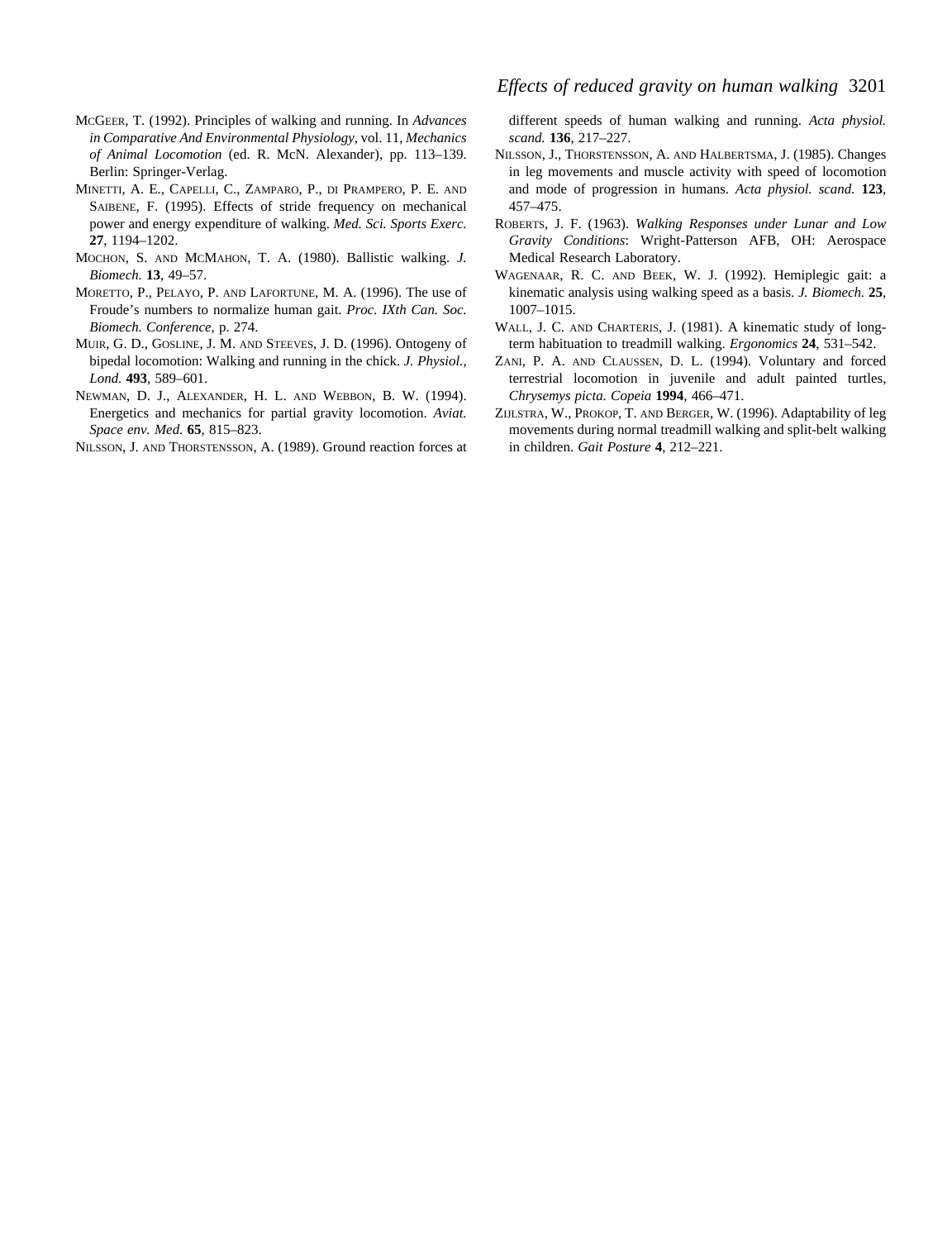McGeer, T. (1992). Principles of walking and running. In *Advances in Comparative And Environmental Physiology*, vol. 11, *Mechanics of Animal Locomotion* (ed. R. McN. Alexander), pp. 113–139. Berlin: Springer-Verlag.

Minetti, A. E., Capelli, C., Zamparo, P., di Prampero, P. E. and Saibene, F. (1995). Effects of stride frequency on mechanical power and energy expenditure of walking. *Med. Sci. Sports Exerc.* **27**, 1194–1202.

Mochon, S. and McMahon, T. A. (1980). Ballistic walking. *J. Biomech.* **13**, 49–57.

Moretto, P., Pelayo, P. and Lafortune, M. A. (1996). The use of Froude's numbers to normalize human gait. *Proc. IXth Can. Soc. Biomech. Conference*, p. 274.

Muir, G. D., Gosline, J. M. and Steeves, J. D. (1996). Ontogeny of bipedal locomotion: Walking and running in the chick. *J. Physiol., Lond.* **493**, 589–601.

Newman, D. J., Alexander, H. L. and Webbon, B. W. (1994). Energetics and mechanics for partial gravity locomotion. *Aviat. Space env. Med.* **65**, 815–823.

Nilsson, J. and Thorstensson, A. (1989). Ground reaction forces at different speeds of human walking and running. *Acta physiol. scand.* **136**, 217–227.

Nilsson, J., Thorstensson, A. and Halbertsma, J. (1985). Changes in leg movements and muscle activity with speed of locomotion and mode of progression in humans. *Acta physiol. scand.* **123**, 457–475.

Roberts, J. F. (1963). *Walking Responses under Lunar and Low Gravity Conditions*: Wright-Patterson AFB, OH: Aerospace Medical Research Laboratory.

Wagenaar, R. C. and Beek, W. J. (1992). Hemiplegic gait: a kinematic analysis using walking speed as a basis. *J. Biomech.* **25**, 1007–1015.

Wall, J. C. and Charteris, J. (1981). A kinematic study of long-term habituation to treadmill walking. *Ergonomics* **24**, 531–542.

Zani, P. A. and Claussen, D. L. (1994). Voluntary and forced terrestrial locomotion in juvenile and adult painted turtles, *Chrysemys picta. Copeia* **1994**, 466–471.

Zijlstra, W., Prokop, T. and Berger, W. (1996). Adaptability of leg movements during normal treadmill walking and split-belt walking in children. *Gait Posture* **4**, 212–221.